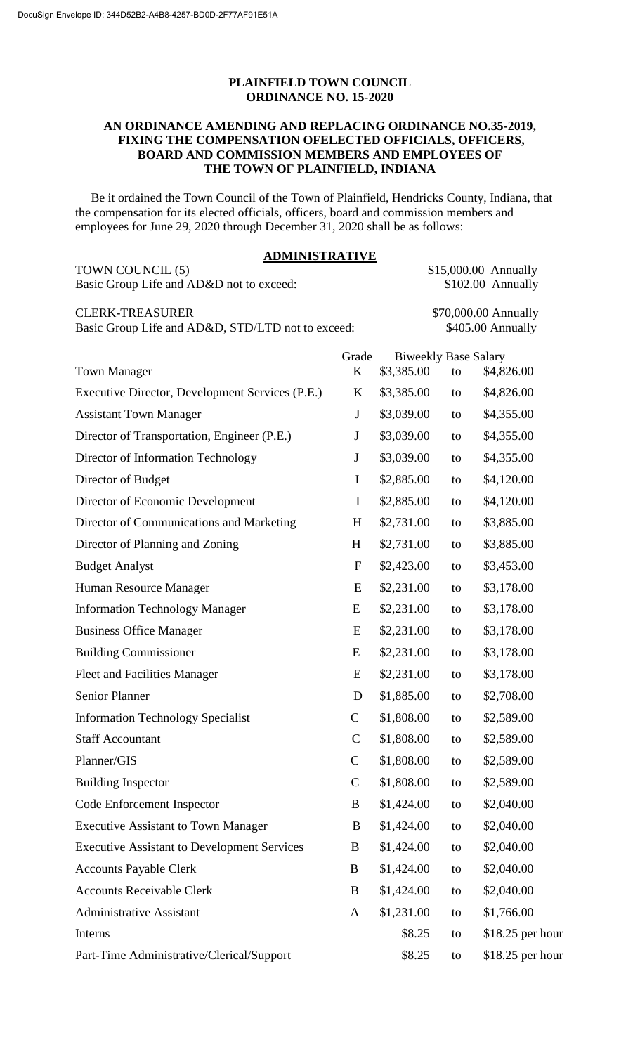**PLAINFIELD TOWN COUNCIL**
**ORDINANCE NO. 15-2020**

**AN ORDINANCE AMENDING AND REPLACING ORDINANCE NO.35-2019, FIXING THE COMPENSATION OFELECTED OFFICIALS, OFFICERS, BOARD AND COMMISSION MEMBERS AND EMPLOYEES OF THE TOWN OF PLAINFIELD, INDIANA**

Be it ordained the Town Council of the Town of Plainfield, Hendricks County, Indiana, that the compensation for its elected officials, officers, board and commission members and employees for June 29, 2020 through December 31, 2020 shall be as follows:

**ADMINISTRATIVE**

| | |
|---|---|
| TOWN COUNCIL (5) | $15,000.00 Annually |
| Basic Group Life and AD&D not to exceed: | $102.00 Annually |
| CLERK-TREASURER | $70,000.00 Annually |
| Basic Group Life and AD&D, STD/LTD not to exceed: | $405.00 Annually |

| | Grade | Biweekly Base Salary | | |
|---|---|---|---|---|
| Town Manager | K | $3,385.00 | to | $4,826.00 |
| Executive Director, Development Services (P.E.) | K | $3,385.00 | to | $4,826.00 |
| Assistant Town Manager | J | $3,039.00 | to | $4,355.00 |
| Director of Transportation, Engineer (P.E.) | J | $3,039.00 | to | $4,355.00 |
| Director of Information Technology | J | $3,039.00 | to | $4,355.00 |
| Director of Budget | I | $2,885.00 | to | $4,120.00 |
| Director of Economic Development | I | $2,885.00 | to | $4,120.00 |
| Director of Communications and Marketing | H | $2,731.00 | to | $3,885.00 |
| Director of Planning and Zoning | H | $2,731.00 | to | $3,885.00 |
| Budget Analyst | F | $2,423.00 | to | $3,453.00 |
| Human Resource Manager | E | $2,231.00 | to | $3,178.00 |
| Information Technology Manager | E | $2,231.00 | to | $3,178.00 |
| Business Office Manager | E | $2,231.00 | to | $3,178.00 |
| Building Commissioner | E | $2,231.00 | to | $3,178.00 |
| Fleet and Facilities Manager | E | $2,231.00 | to | $3,178.00 |
| Senior Planner | D | $1,885.00 | to | $2,708.00 |
| Information Technology Specialist | C | $1,808.00 | to | $2,589.00 |
| Staff Accountant | C | $1,808.00 | to | $2,589.00 |
| Planner/GIS | C | $1,808.00 | to | $2,589.00 |
| Building Inspector | C | $1,808.00 | to | $2,589.00 |
| Code Enforcement Inspector | B | $1,424.00 | to | $2,040.00 |
| Executive Assistant to Town Manager | B | $1,424.00 | to | $2,040.00 |
| Executive Assistant to Development Services | B | $1,424.00 | to | $2,040.00 |
| Accounts Payable Clerk | B | $1,424.00 | to | $2,040.00 |
| Accounts Receivable Clerk | B | $1,424.00 | to | $2,040.00 |
| Administrative Assistant | A | $1,231.00 | to | $1,766.00 |
| Interns | | $8.25 | to | $18.25 per hour |
| Part-Time Administrative/Clerical/Support | | $8.25 | to | $18.25 per hour |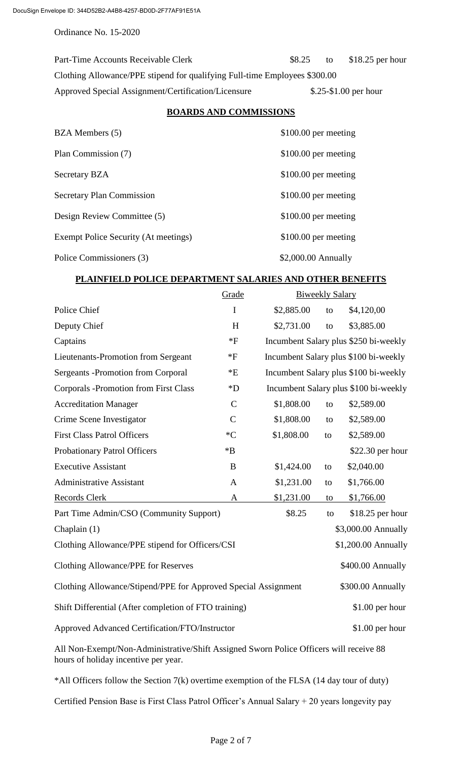Ordinance No. 15-2020

| | | |
|---|---|---|
| Part-Time Accounts Receivable Clerk | $8.25 to $18.25 per hour | |
| Clothing Allowance/PPE stipend for qualifying Full-time Employees $300.00 | | |
| Approved Special Assignment/Certification/Licensure | $.25-$1.00 per hour | |

## BOARDS AND COMMISSIONS

| | |
|---|---|
| BZA Members (5) | $100.00 per meeting |
| Plan Commission (7) | $100.00 per meeting |
| Secretary BZA | $100.00 per meeting |
| Secretary Plan Commission | $100.00 per meeting |
| Design Review Committee (5) | $100.00 per meeting |
| Exempt Police Security (At meetings) | $100.00 per meeting |
| Police Commissioners (3) | $2,000.00 Annually |

## PLAINFIELD POLICE DEPARTMENT SALARIES AND OTHER BENEFITS

| | Grade | Biweekly Salary | | |
|---|---|---|---|---|
| Police Chief | I | $2,885.00 | to | $4,120,00 |
| Deputy Chief | H | $2,731.00 | to | $3,885.00 |
| Captains | *F | Incumbent Salary plus $250 bi-weekly | | |
| Lieutenants-Promotion from Sergeant | *F | Incumbent Salary plus $100 bi-weekly | | |
| Sergeants -Promotion from Corporal | *E | Incumbent Salary plus $100 bi-weekly | | |
| Corporals -Promotion from First Class | *D | Incumbent Salary plus $100 bi-weekly | | |
| Accreditation Manager | C | $1,808.00 | to | $2,589.00 |
| Crime Scene Investigator | C | $1,808.00 | to | $2,589.00 |
| First Class Patrol Officers | *C | $1,808.00 | to | $2,589.00 |
| Probationary Patrol Officers | *B | | | $22.30 per hour |
| Executive Assistant | B | $1,424.00 | to | $2,040.00 |
| Administrative Assistant | A | $1,231.00 | to | $1,766.00 |
| Records Clerk | A | $1,231.00 | to | $1,766.00 |
| Part Time Admin/CSO (Community Support) | | $8.25 | to | $18.25 per hour |
| Chaplain (1) | | | | $3,000.00 Annually |
| Clothing Allowance/PPE stipend for Officers/CSI | | | | $1,200.00 Annually |
| Clothing Allowance/PPE for Reserves | | | | $400.00 Annually |
| Clothing Allowance/Stipend/PPE for Approved Special Assignment | | | | $300.00 Annually |
| Shift Differential (After completion of FTO training) | | | | $1.00 per hour |
| Approved Advanced Certification/FTO/Instructor | | | | $1.00 per hour |

All Non-Exempt/Non-Administrative/Shift Assigned Sworn Police Officers will receive 88 hours of holiday incentive per year.

*All Officers follow the Section 7(k) overtime exemption of the FLSA (14 day tour of duty)

Certified Pension Base is First Class Patrol Officer's Annual Salary + 20 years longevity pay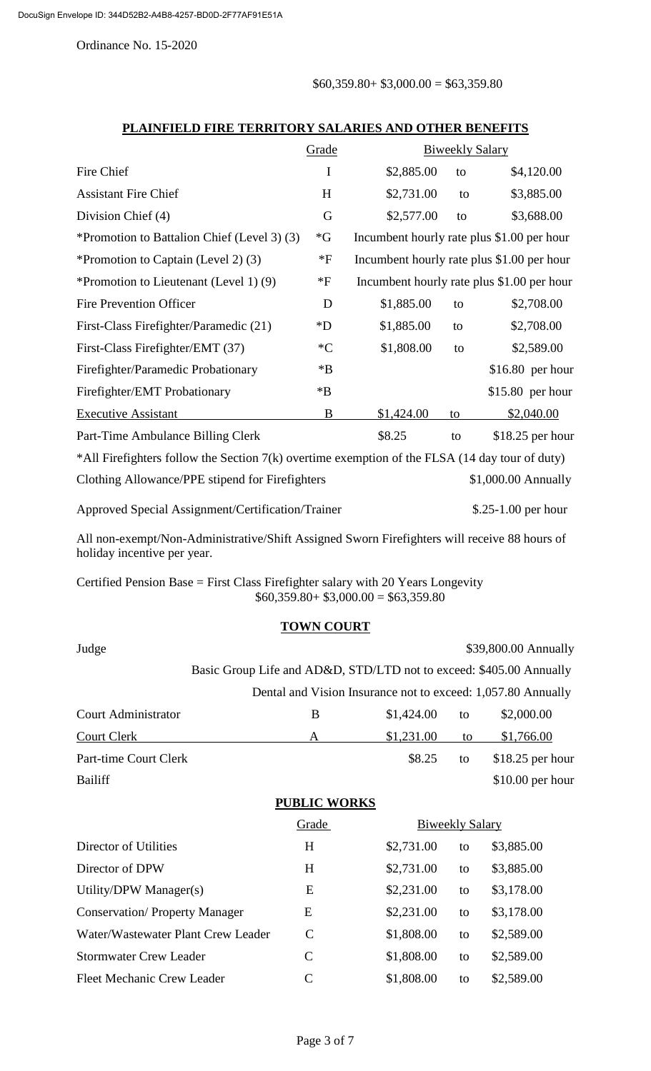Ordinance No. 15-2020

$60,359.80+ $3,000.00 = $63,359.80

## PLAINFIELD FIRE TERRITORY SALARIES AND OTHER BENEFITS

| | Grade | Biweekly Salary | | |
|---|---|---|---|---|
| Fire Chief | I | $2,885.00 | to | $4,120.00 |
| Assistant Fire Chief | H | $2,731.00 | to | $3,885.00 |
| Division Chief (4) | G | $2,577.00 | to | $3,688.00 |
| *Promotion to Battalion Chief (Level 3) (3) | *G | Incumbent hourly rate plus $1.00 per hour | | |
| *Promotion to Captain (Level 2) (3) | *F | Incumbent hourly rate plus $1.00 per hour | | |
| *Promotion to Lieutenant (Level 1) (9) | *F | Incumbent hourly rate plus $1.00 per hour | | |
| Fire Prevention Officer | D | $1,885.00 | to | $2,708.00 |
| First-Class Firefighter/Paramedic (21) | *D | $1,885.00 | to | $2,708.00 |
| First-Class Firefighter/EMT (37) | *C | $1,808.00 | to | $2,589.00 |
| Firefighter/Paramedic Probationary | *B | | | $16.80 per hour |
| Firefighter/EMT Probationary | *B | | | $15.80 per hour |
| Executive Assistant | B | $1,424.00 | to | $2,040.00 |
| Part-Time Ambulance Billing Clerk | | $8.25 | to | $18.25 per hour |

*All Firefighters follow the Section 7(k) overtime exemption of the FLSA (14 day tour of duty)

Clothing Allowance/PPE stipend for Firefighters $1,000.00 Annually

Approved Special Assignment/Certification/Trainer $.25-1.00 per hour

All non-exempt/Non-Administrative/Shift Assigned Sworn Firefighters will receive 88 hours of holiday incentive per year.

Certified Pension Base = First Class Firefighter salary with 20 Years Longevity
$60,359.80+ $3,000.00 = $63,359.80

## TOWN COURT

Judge $39,800.00 Annually

Basic Group Life and AD&D, STD/LTD not to exceed: $405.00 Annually

Dental and Vision Insurance not to exceed: 1,057.80 Annually

| | Grade | | | |
|---|---|---|---|---|
| Court Administrator | B | $1,424.00 | to | $2,000.00 |
| Court Clerk | A | $1,231.00 | to | $1,766.00 |
| Part-time Court Clerk | | $8.25 | to | $18.25 per hour |
| Bailiff | | | | $10.00 per hour |

## PUBLIC WORKS

| | Grade | Biweekly Salary | | |
|---|---|---|---|---|
| Director of Utilities | H | $2,731.00 | to | $3,885.00 |
| Director of DPW | H | $2,731.00 | to | $3,885.00 |
| Utility/DPW Manager(s) | E | $2,231.00 | to | $3,178.00 |
| Conservation/ Property Manager | E | $2,231.00 | to | $3,178.00 |
| Water/Wastewater Plant Crew Leader | C | $1,808.00 | to | $2,589.00 |
| Stormwater Crew Leader | C | $1,808.00 | to | $2,589.00 |
| Fleet Mechanic Crew Leader | C | $1,808.00 | to | $2,589.00 |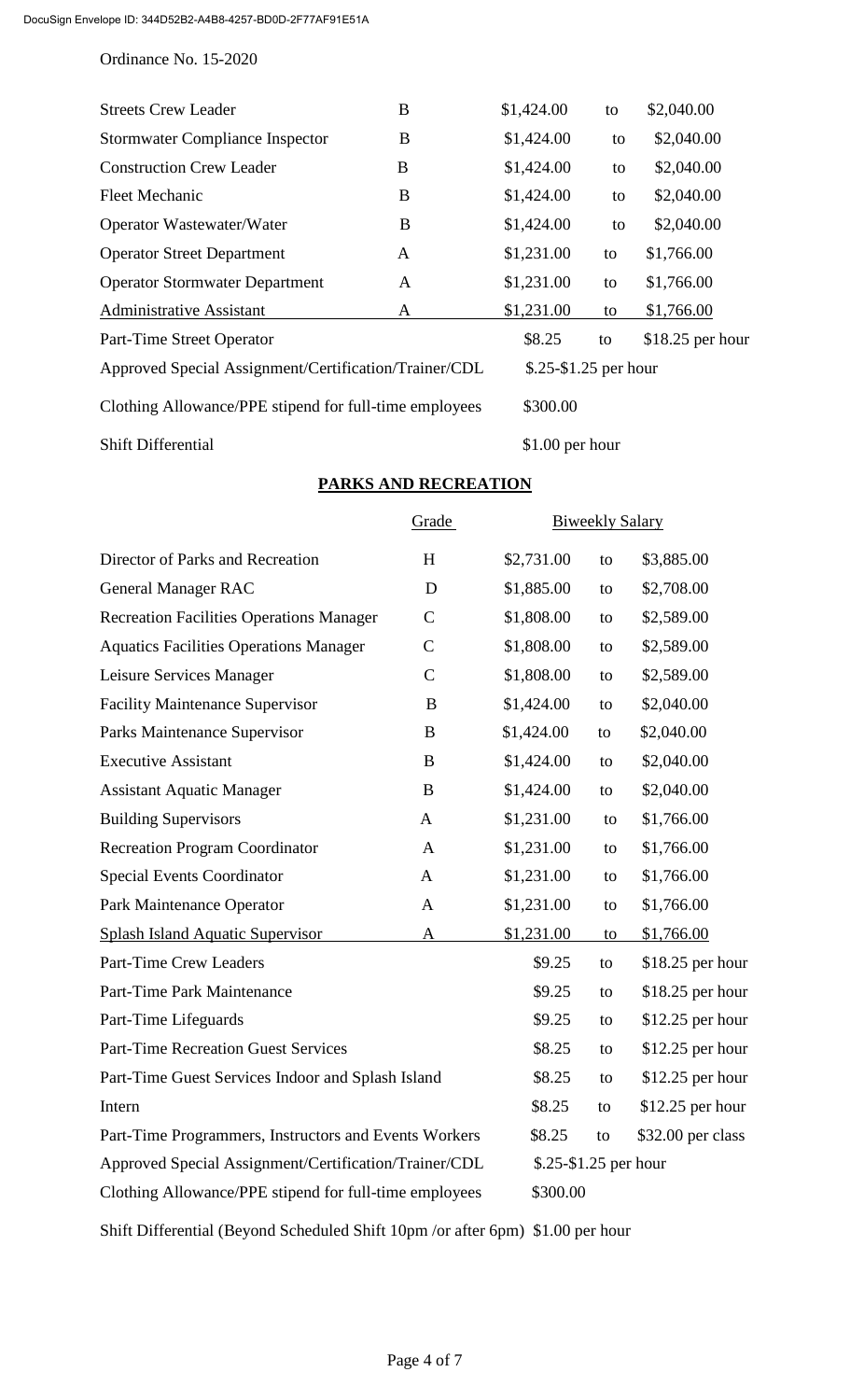Ordinance No. 15-2020

| | | | | |
|---|---|---|---|---|
| Streets Crew Leader | B | $1,424.00 | to | $2,040.00 |
| Stormwater Compliance Inspector | B | $1,424.00 | to | $2,040.00 |
| Construction Crew Leader | B | $1,424.00 | to | $2,040.00 |
| Fleet Mechanic | B | $1,424.00 | to | $2,040.00 |
| Operator Wastewater/Water | B | $1,424.00 | to | $2,040.00 |
| Operator Street Department | A | $1,231.00 | to | $1,766.00 |
| Operator Stormwater Department | A | $1,231.00 | to | $1,766.00 |
| Administrative Assistant | A | $1,231.00 | to | $1,766.00 |
| Part-Time Street Operator | | $8.25 | to | $18.25 per hour |
| Approved Special Assignment/Certification/Trainer/CDL | | $.25-$1.25 per hour | | |
| Clothing Allowance/PPE stipend for full-time employees | | $300.00 | | |
| Shift Differential | | $1.00 per hour | | |

## PARKS AND RECREATION

| | Grade | Biweekly Salary | | |
|---|---|---|---|---|
| Director of Parks and Recreation | H | $2,731.00 | to | $3,885.00 |
| General Manager RAC | D | $1,885.00 | to | $2,708.00 |
| Recreation Facilities Operations Manager | C | $1,808.00 | to | $2,589.00 |
| Aquatics Facilities Operations Manager | C | $1,808.00 | to | $2,589.00 |
| Leisure Services Manager | C | $1,808.00 | to | $2,589.00 |
| Facility Maintenance Supervisor | B | $1,424.00 | to | $2,040.00 |
| Parks Maintenance Supervisor | B | $1,424.00 | to | $2,040.00 |
| Executive Assistant | B | $1,424.00 | to | $2,040.00 |
| Assistant Aquatic Manager | B | $1,424.00 | to | $2,040.00 |
| Building Supervisors | A | $1,231.00 | to | $1,766.00 |
| Recreation Program Coordinator | A | $1,231.00 | to | $1,766.00 |
| Special Events Coordinator | A | $1,231.00 | to | $1,766.00 |
| Park Maintenance Operator | A | $1,231.00 | to | $1,766.00 |
| Splash Island Aquatic Supervisor | A | $1,231.00 | to | $1,766.00 |
| Part-Time Crew Leaders | | $9.25 | to | $18.25 per hour |
| Part-Time Park Maintenance | | $9.25 | to | $18.25 per hour |
| Part-Time Lifeguards | | $9.25 | to | $12.25 per hour |
| Part-Time Recreation Guest Services | | $8.25 | to | $12.25 per hour |
| Part-Time Guest Services Indoor and Splash Island | | $8.25 | to | $12.25 per hour |
| Intern | | $8.25 | to | $12.25 per hour |
| Part-Time Programmers, Instructors and Events Workers | | $8.25 | to | $32.00 per class |
| Approved Special Assignment/Certification/Trainer/CDL | | $.25-$1.25 per hour | | |
| Clothing Allowance/PPE stipend for full-time employees | | $300.00 | | |

Shift Differential (Beyond Scheduled Shift 10pm /or after 6pm) $1.00 per hour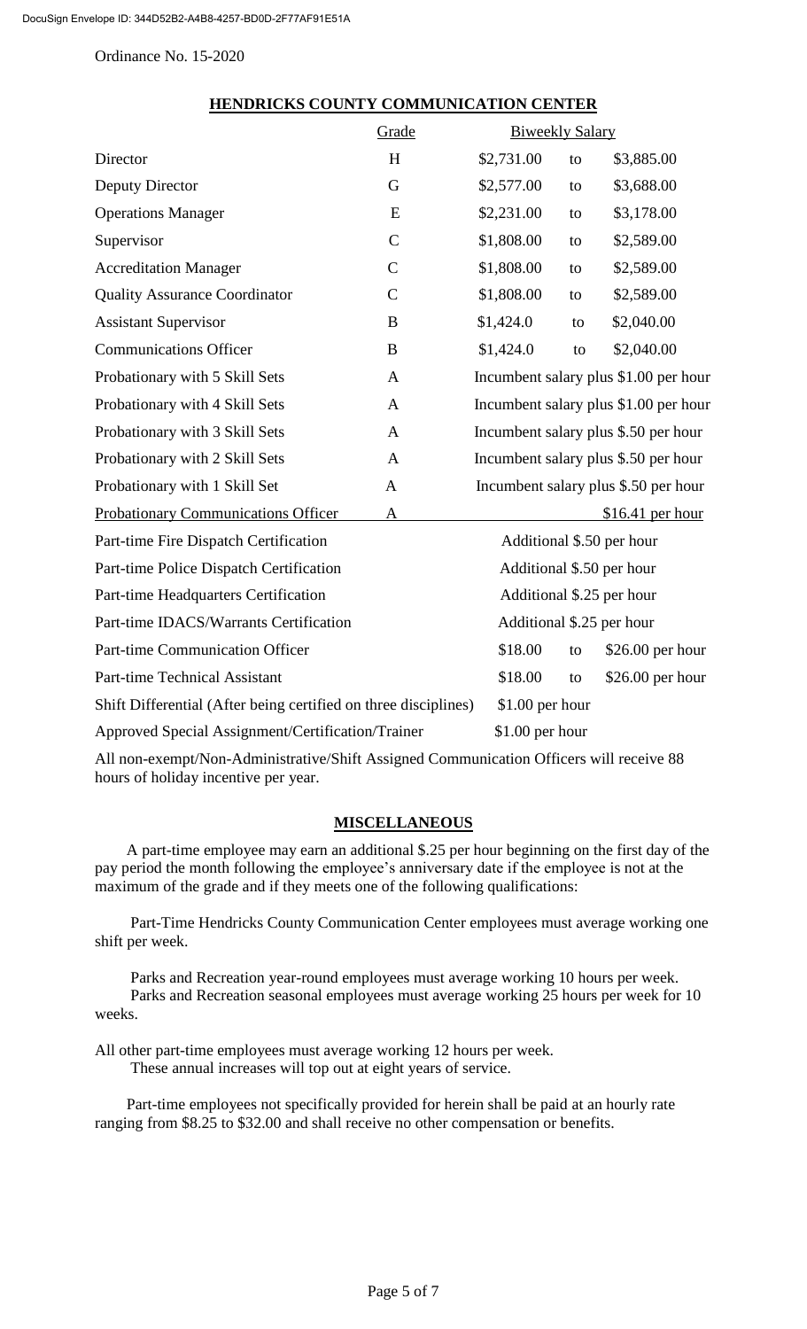DocuSign Envelope ID: 344D52B2-A4B8-4257-BD0D-2F77AF91E51A

Ordinance No. 15-2020

## HENDRICKS COUNTY COMMUNICATION CENTER

| | Grade | Biweekly Salary | | |
|---|---|---|---|---|
| Director | H | $2,731.00 | to | $3,885.00 |
| Deputy Director | G | $2,577.00 | to | $3,688.00 |
| Operations Manager | E | $2,231.00 | to | $3,178.00 |
| Supervisor | C | $1,808.00 | to | $2,589.00 |
| Accreditation Manager | C | $1,808.00 | to | $2,589.00 |
| Quality Assurance Coordinator | C | $1,808.00 | to | $2,589.00 |
| Assistant Supervisor | B | $1,424.0 | to | $2,040.00 |
| Communications Officer | B | $1,424.0 | to | $2,040.00 |
| Probationary with 5 Skill Sets | A | Incumbent salary plus $1.00 per hour | | |
| Probationary with 4 Skill Sets | A | Incumbent salary plus $1.00 per hour | | |
| Probationary with 3 Skill Sets | A | Incumbent salary plus $.50 per hour | | |
| Probationary with 2 Skill Sets | A | Incumbent salary plus $.50 per hour | | |
| Probationary with 1 Skill Set | A | Incumbent salary plus $.50 per hour | | |
| Probationary Communications Officer | A | | | $16.41 per hour |
| Part-time Fire Dispatch Certification | | Additional $.50 per hour | | |
| Part-time Police Dispatch Certification | | Additional $.50 per hour | | |
| Part-time Headquarters Certification | | Additional $.25 per hour | | |
| Part-time IDACS/Warrants Certification | | Additional $.25 per hour | | |
| Part-time Communication Officer | | $18.00 | to | $26.00 per hour |
| Part-time Technical Assistant | | $18.00 | to | $26.00 per hour |
| Shift Differential (After being certified on three disciplines) | | $1.00 per hour | | |
| Approved Special Assignment/Certification/Trainer | | $1.00 per hour | | |

All non-exempt/Non-Administrative/Shift Assigned Communication Officers will receive 88 hours of holiday incentive per year.

## MISCELLANEOUS

A part-time employee may earn an additional $.25 per hour beginning on the first day of the pay period the month following the employee's anniversary date if the employee is not at the maximum of the grade and if they meets one of the following qualifications:

Part-Time Hendricks County Communication Center employees must average working one shift per week.

Parks and Recreation year-round employees must average working 10 hours per week.
Parks and Recreation seasonal employees must average working 25 hours per week for 10 weeks.

All other part-time employees must average working 12 hours per week.
These annual increases will top out at eight years of service.

Part-time employees not specifically provided for herein shall be paid at an hourly rate ranging from $8.25 to $32.00 and shall receive no other compensation or benefits.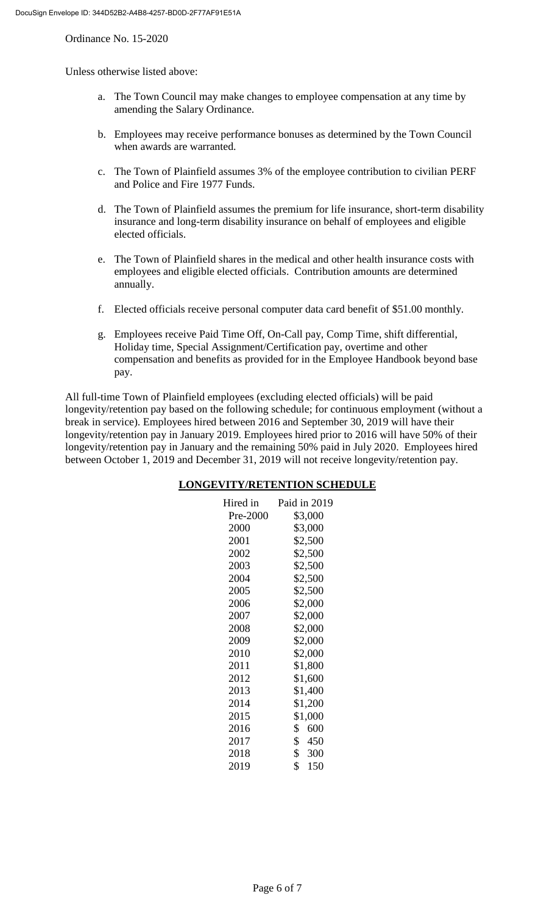Ordinance No. 15-2020

Unless otherwise listed above:

a. The Town Council may make changes to employee compensation at any time by amending the Salary Ordinance.

b. Employees may receive performance bonuses as determined by the Town Council when awards are warranted.

c. The Town of Plainfield assumes 3% of the employee contribution to civilian PERF and Police and Fire 1977 Funds.

d. The Town of Plainfield assumes the premium for life insurance, short-term disability insurance and long-term disability insurance on behalf of employees and eligible elected officials.

e. The Town of Plainfield shares in the medical and other health insurance costs with employees and eligible elected officials. Contribution amounts are determined annually.

f. Elected officials receive personal computer data card benefit of $51.00 monthly.

g. Employees receive Paid Time Off, On-Call pay, Comp Time, shift differential, Holiday time, Special Assignment/Certification pay, overtime and other compensation and benefits as provided for in the Employee Handbook beyond base pay.

All full-time Town of Plainfield employees (excluding elected officials) will be paid longevity/retention pay based on the following schedule; for continuous employment (without a break in service). Employees hired between 2016 and September 30, 2019 will have their longevity/retention pay in January 2019. Employees hired prior to 2016 will have 50% of their longevity/retention pay in January and the remaining 50% paid in July 2020. Employees hired between October 1, 2019 and December 31, 2019 will not receive longevity/retention pay.

**LONGEVITY/RETENTION SCHEDULE**

| Hired in | Paid in 2019 |
|---|---|
| Pre-2000 | $3,000 |
| 2000 | $3,000 |
| 2001 | $2,500 |
| 2002 | $2,500 |
| 2003 | $2,500 |
| 2004 | $2,500 |
| 2005 | $2,500 |
| 2006 | $2,000 |
| 2007 | $2,000 |
| 2008 | $2,000 |
| 2009 | $2,000 |
| 2010 | $2,000 |
| 2011 | $1,800 |
| 2012 | $1,600 |
| 2013 | $1,400 |
| 2014 | $1,200 |
| 2015 | $1,000 |
| 2016 | $ 600 |
| 2017 | $ 450 |
| 2018 | $ 300 |
| 2019 | $ 150 |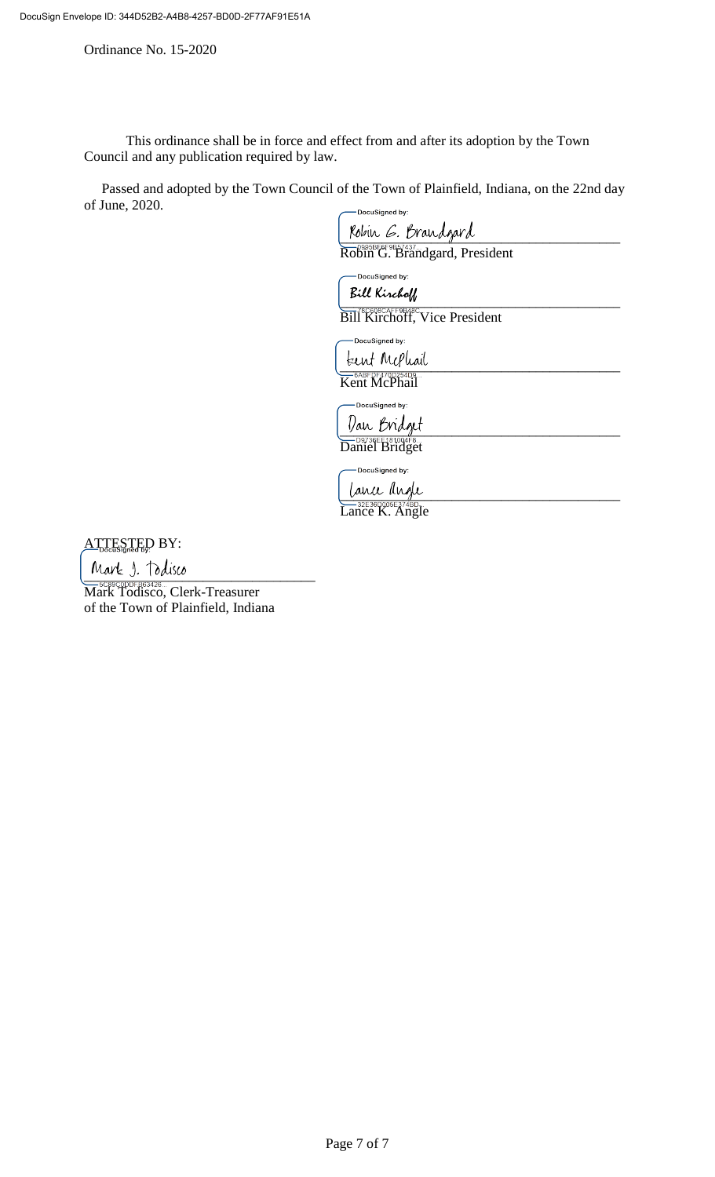Ordinance No. 15-2020

This ordinance shall be in force and effect from and after its adoption by the Town Council and any publication required by law.

Passed and adopted by the Town Council of the Town of Plainfield, Indiana, on the 22nd day of June, 2020.

DocuSigned by:
Robin G. Brandgard
Robin G. Brandgard, President

DocuSigned by:
Bill Kirchoff
Bill Kirchoff, Vice President

DocuSigned by:
Kent McPhail
Kent McPhail

DocuSigned by:
Dan Bridget
Daniel Bridget

DocuSigned by:
Lance Angle
Lance K. Angle

ATTESTED BY:

DocuSigned by:
Mark J. Todisco
Mark Todisco, Clerk-Treasurer
of the Town of Plainfield, Indiana